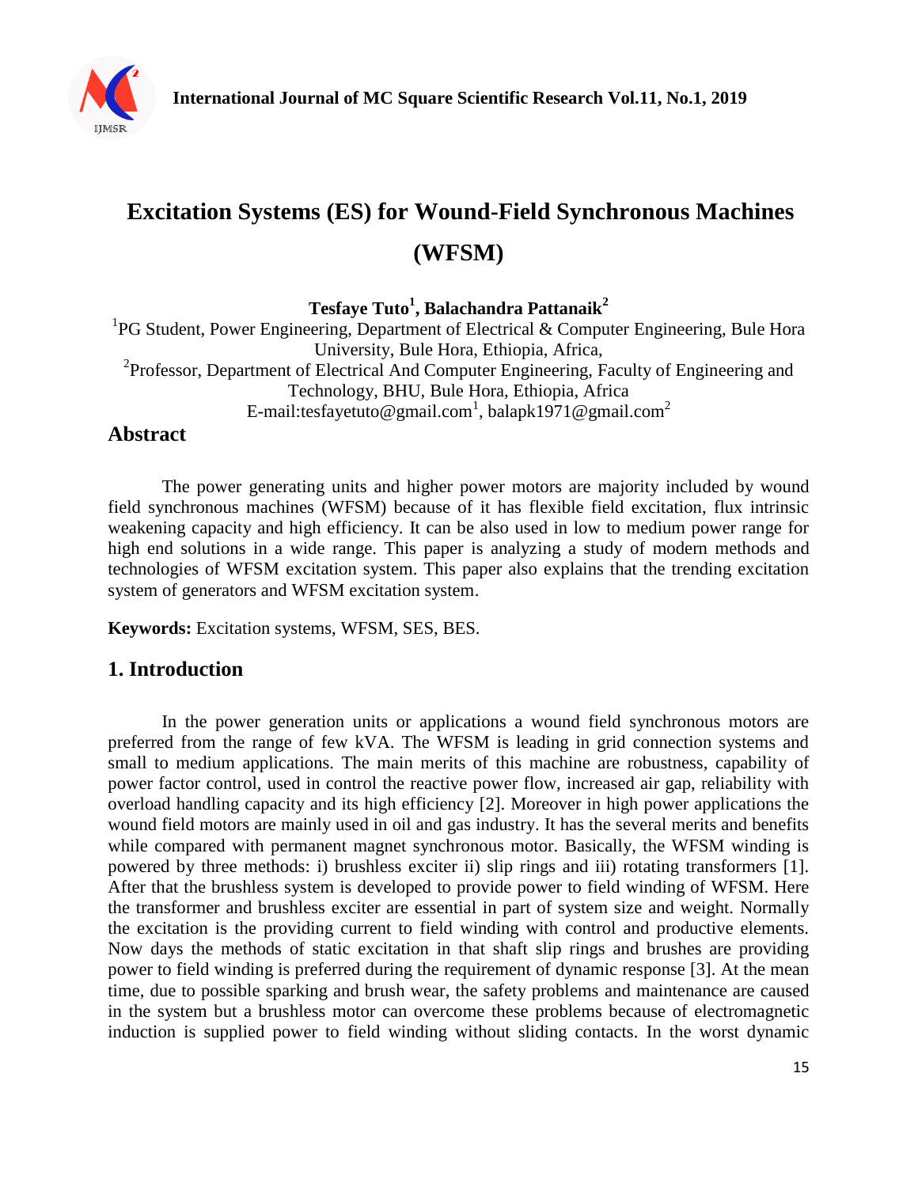# Excitation Systems (ES) for Wound-Field Synchronous Machines (WFSM)

**Tesfaye Tuto[1], Balachandra Pattanaik[2]**

[1]PG Student, Power Engineering, Department of Electrical & Computer Engineering, Bule Hora University, Bule Hora, Ethiopia, Africa,

[2]Professor, Department of Electrical And Computer Engineering, Faculty of Engineering and Technology, BHU, Bule Hora, Ethiopia, Africa

E-mail:tesfayetuto@gmail.com[1], balapk1971@gmail.com[2]

## Abstract

The power generating units and higher power motors are majority included by wound field synchronous machines (WFSM) because of it has flexible field excitation, flux intrinsic weakening capacity and high efficiency. It can be also used in low to medium power range for high end solutions in a wide range. This paper is analyzing a study of modern methods and technologies of WFSM excitation system. This paper also explains that the trending excitation system of generators and WFSM excitation system.

**Keywords:** Excitation systems, WFSM, SES, BES.

## 1. Introduction

In the power generation units or applications a wound field synchronous motors are preferred from the range of few kVA. The WFSM is leading in grid connection systems and small to medium applications. The main merits of this machine are robustness, capability of power factor control, used in control the reactive power flow, increased air gap, reliability with overload handling capacity and its high efficiency [2]. Moreover in high power applications the wound field motors are mainly used in oil and gas industry. It has the several merits and benefits while compared with permanent magnet synchronous motor. Basically, the WFSM winding is powered by three methods: i) brushless exciter ii) slip rings and iii) rotating transformers [1]. After that the brushless system is developed to provide power to field winding of WFSM. Here the transformer and brushless exciter are essential in part of system size and weight. Normally the excitation is the providing current to field winding with control and productive elements. Now days the methods of static excitation in that shaft slip rings and brushes are providing power to field winding is preferred during the requirement of dynamic response [3]. At the mean time, due to possible sparking and brush wear, the safety problems and maintenance are caused in the system but a brushless motor can overcome these problems because of electromagnetic induction is supplied power to field winding without sliding contacts. In the worst dynamic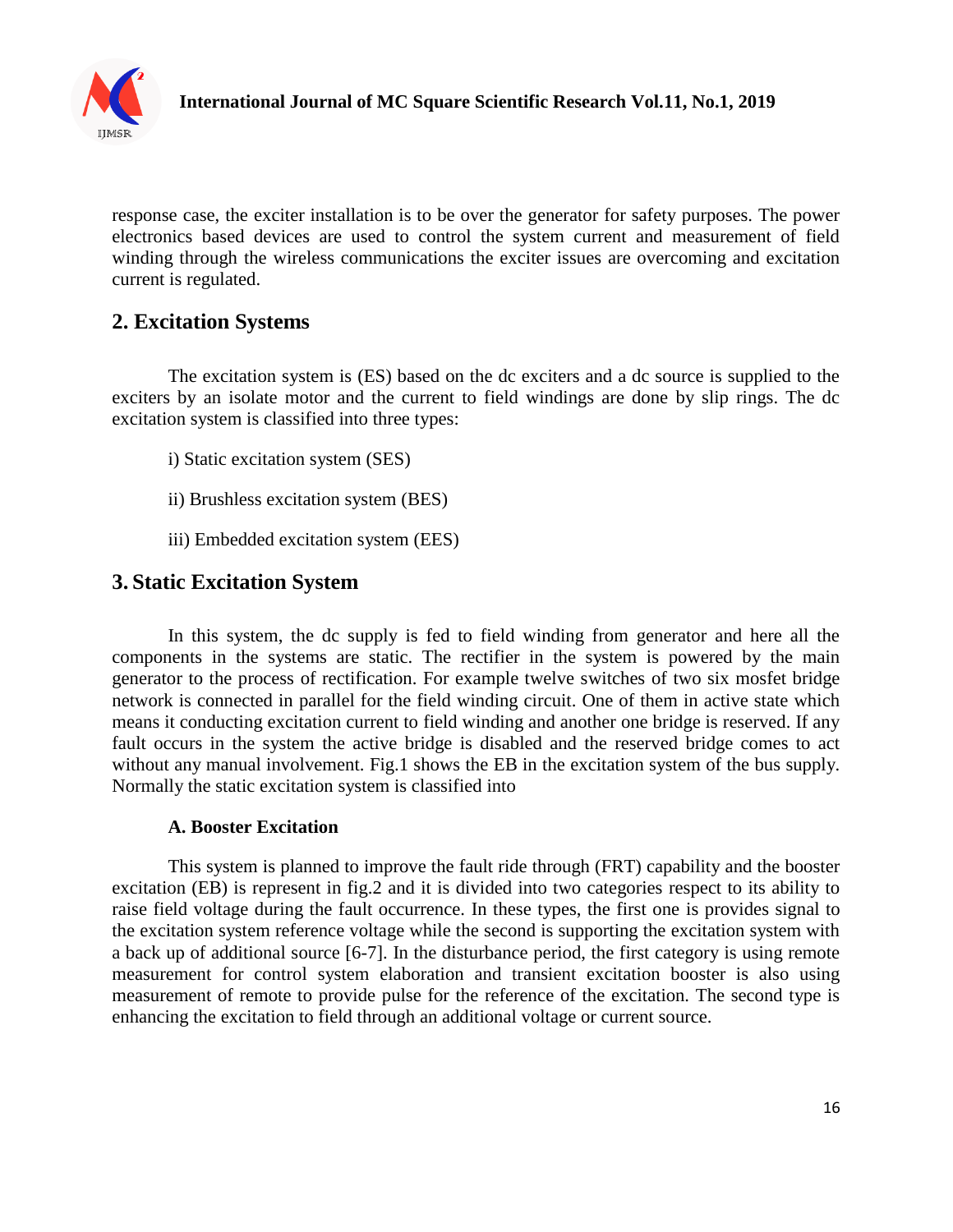response case, the exciter installation is to be over the generator for safety purposes. The power electronics based devices are used to control the system current and measurement of field winding through the wireless communications the exciter issues are overcoming and excitation current is regulated.

## 2. Excitation Systems

The excitation system is (ES) based on the dc exciters and a dc source is supplied to the exciters by an isolate motor and the current to field windings are done by slip rings. The dc excitation system is classified into three types:

i) Static excitation system (SES)

ii) Brushless excitation system (BES)

iii) Embedded excitation system (EES)

## 3. Static Excitation System

In this system, the dc supply is fed to field winding from generator and here all the components in the systems are static. The rectifier in the system is powered by the main generator to the process of rectification. For example twelve switches of two six mosfet bridge network is connected in parallel for the field winding circuit. One of them in active state which means it conducting excitation current to field winding and another one bridge is reserved. If any fault occurs in the system the active bridge is disabled and the reserved bridge comes to act without any manual involvement. Fig.1 shows the EB in the excitation system of the bus supply. Normally the static excitation system is classified into

### A. Booster Excitation

This system is planned to improve the fault ride through (FRT) capability and the booster excitation (EB) is represent in fig.2 and it is divided into two categories respect to its ability to raise field voltage during the fault occurrence. In these types, the first one is provides signal to the excitation system reference voltage while the second is supporting the excitation system with a back up of additional source [6-7]. In the disturbance period, the first category is using remote measurement for control system elaboration and transient excitation booster is also using measurement of remote to provide pulse for the reference of the excitation. The second type is enhancing the excitation to field through an additional voltage or current source.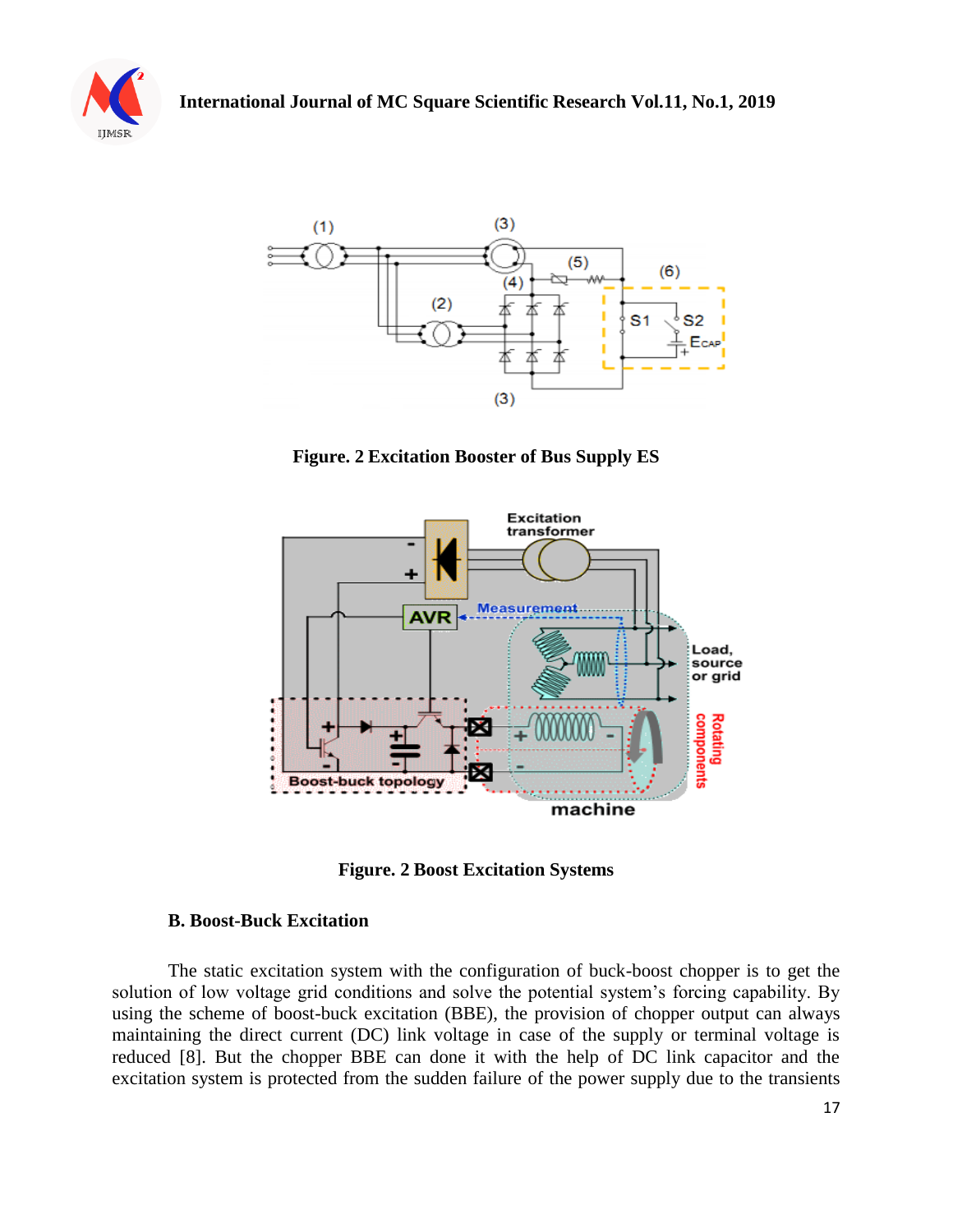Figure. 2 Excitation Booster of Bus Supply ES

Figure. 2 Boost Excitation Systems

### B. Boost-Buck Excitation

The static excitation system with the configuration of buck-boost chopper is to get the solution of low voltage grid conditions and solve the potential system's forcing capability. By using the scheme of boost-buck excitation (BBE), the provision of chopper output can always maintaining the direct current (DC) link voltage in case of the supply or terminal voltage is reduced [8]. But the chopper BBE can done it with the help of DC link capacitor and the excitation system is protected from the sudden failure of the power supply due to the transients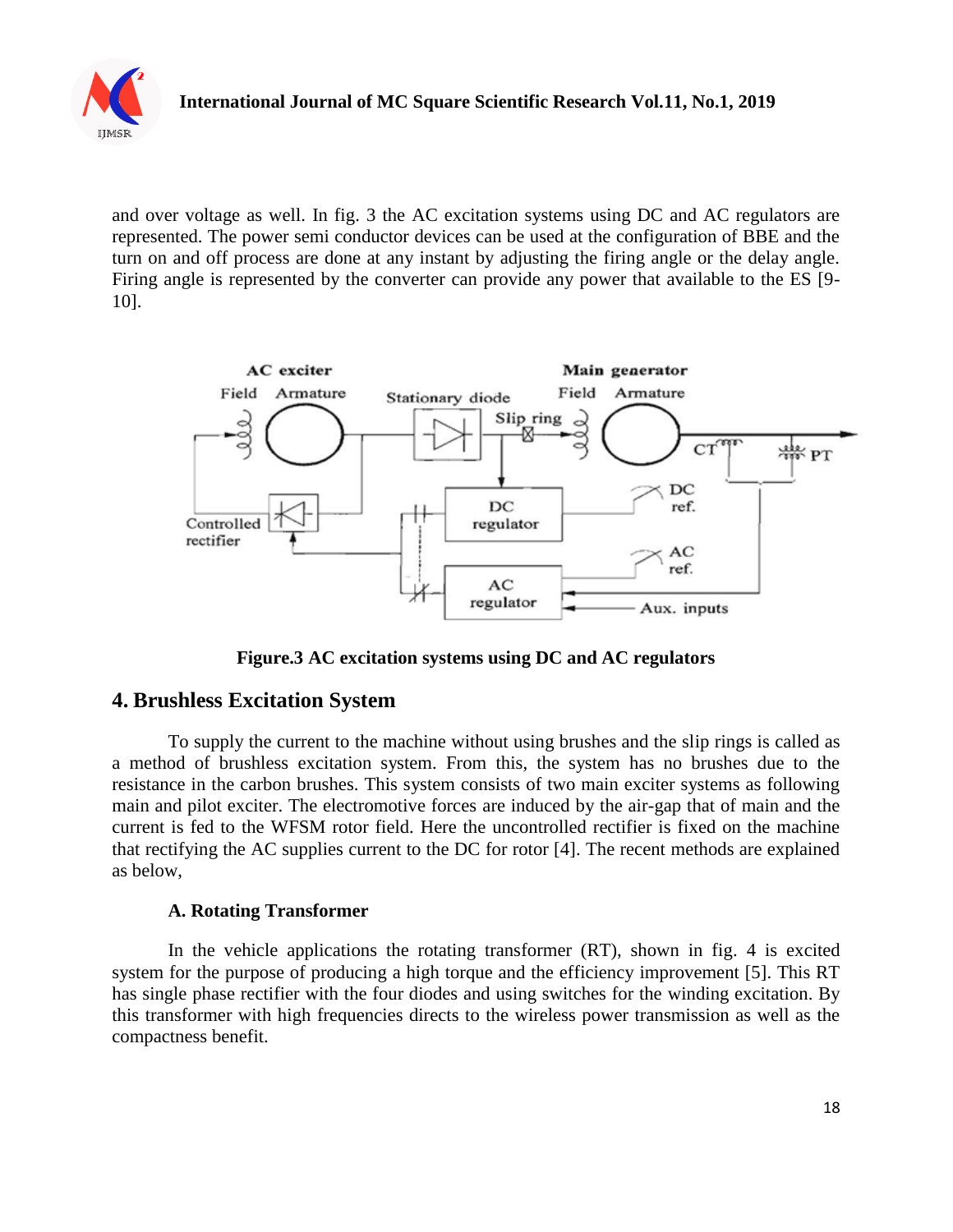and over voltage as well. In fig. 3 the AC excitation systems using DC and AC regulators are represented. The power semi conductor devices can be used at the configuration of BBE and the turn on and off process are done at any instant by adjusting the firing angle or the delay angle. Firing angle is represented by the converter can provide any power that available to the ES [9-10].

**Figure.3 AC excitation systems using DC and AC regulators**

## 4. Brushless Excitation System

To supply the current to the machine without using brushes and the slip rings is called as a method of brushless excitation system. From this, the system has no brushes due to the resistance in the carbon brushes. This system consists of two main exciter systems as following main and pilot exciter. The electromotive forces are induced by the air-gap that of main and the current is fed to the WFSM rotor field. Here the uncontrolled rectifier is fixed on the machine that rectifying the AC supplies current to the DC for rotor [4]. The recent methods are explained as below,

### A. Rotating Transformer

In the vehicle applications the rotating transformer (RT), shown in fig. 4 is excited system for the purpose of producing a high torque and the efficiency improvement [5]. This RT has single phase rectifier with the four diodes and using switches for the winding excitation. By this transformer with high frequencies directs to the wireless power transmission as well as the compactness benefit.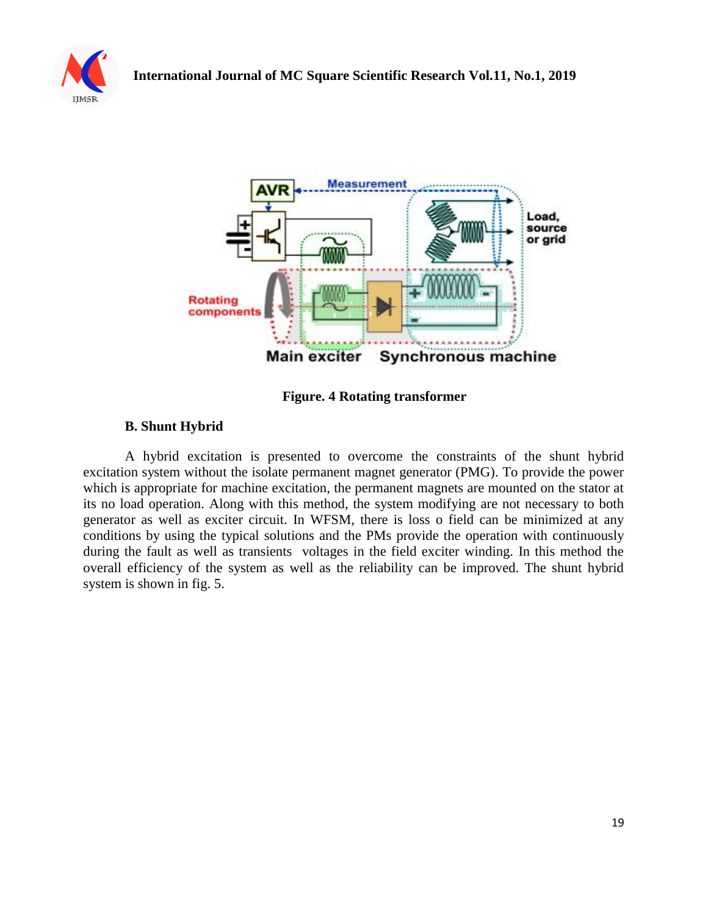Figure. 4 Rotating transformer

### B. Shunt Hybrid

A hybrid excitation is presented to overcome the constraints of the shunt hybrid excitation system without the isolate permanent magnet generator (PMG). To provide the power which is appropriate for machine excitation, the permanent magnets are mounted on the stator at its no load operation. Along with this method, the system modifying are not necessary to both generator as well as exciter circuit. In WFSM, there is loss o field can be minimized at any conditions by using the typical solutions and the PMs provide the operation with continuously during the fault as well as transients voltages in the field exciter winding. In this method the overall efficiency of the system as well as the reliability can be improved. The shunt hybrid system is shown in fig. 5.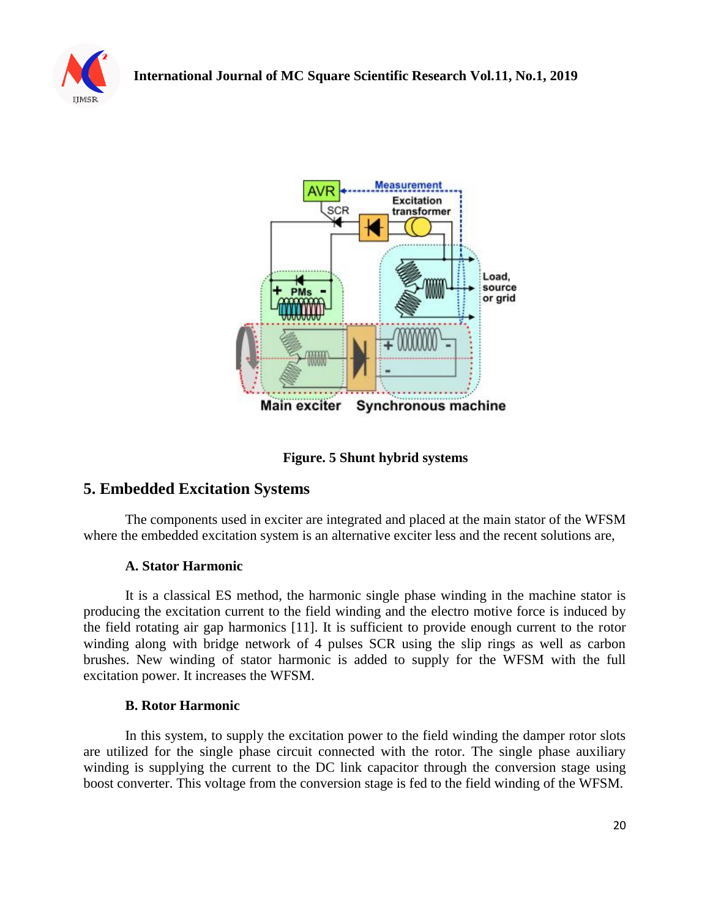Figure. 5 Shunt hybrid systems

## 5. Embedded Excitation Systems

The components used in exciter are integrated and placed at the main stator of the WFSM where the embedded excitation system is an alternative exciter less and the recent solutions are,

### A. Stator Harmonic

It is a classical ES method, the harmonic single phase winding in the machine stator is producing the excitation current to the field winding and the electro motive force is induced by the field rotating air gap harmonics [11]. It is sufficient to provide enough current to the rotor winding along with bridge network of 4 pulses SCR using the slip rings as well as carbon brushes. New winding of stator harmonic is added to supply for the WFSM with the full excitation power. It increases the WFSM.

### B. Rotor Harmonic

In this system, to supply the excitation power to the field winding the damper rotor slots are utilized for the single phase circuit connected with the rotor. The single phase auxiliary winding is supplying the current to the DC link capacitor through the conversion stage using boost converter. This voltage from the conversion stage is fed to the field winding of the WFSM.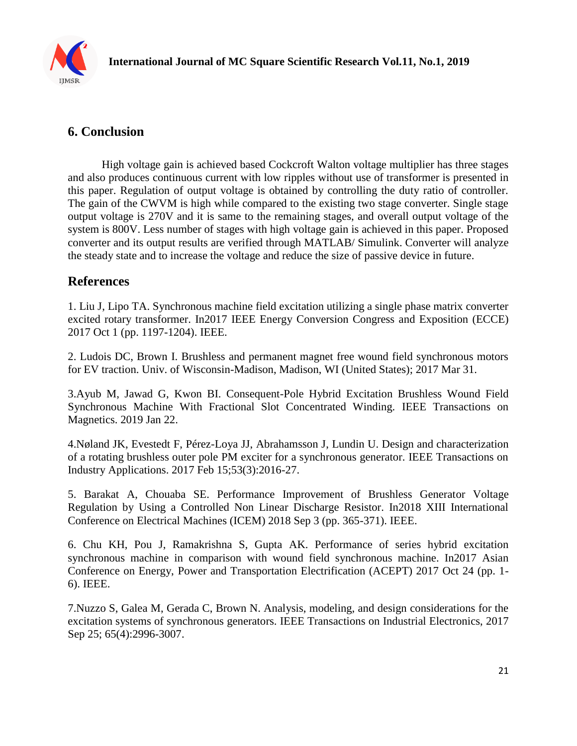## 6. Conclusion

High voltage gain is achieved based Cockcroft Walton voltage multiplier has three stages and also produces continuous current with low ripples without use of transformer is presented in this paper. Regulation of output voltage is obtained by controlling the duty ratio of controller. The gain of the CWVM is high while compared to the existing two stage converter. Single stage output voltage is 270V and it is same to the remaining stages, and overall output voltage of the system is 800V. Less number of stages with high voltage gain is achieved in this paper. Proposed converter and its output results are verified through MATLAB/ Simulink. Converter will analyze the steady state and to increase the voltage and reduce the size of passive device in future.

## References

1. Liu J, Lipo TA. Synchronous machine field excitation utilizing a single phase matrix converter excited rotary transformer. In2017 IEEE Energy Conversion Congress and Exposition (ECCE) 2017 Oct 1 (pp. 1197-1204). IEEE.

2. Ludois DC, Brown I. Brushless and permanent magnet free wound field synchronous motors for EV traction. Univ. of Wisconsin-Madison, Madison, WI (United States); 2017 Mar 31.

3.Ayub M, Jawad G, Kwon BI. Consequent-Pole Hybrid Excitation Brushless Wound Field Synchronous Machine With Fractional Slot Concentrated Winding. IEEE Transactions on Magnetics. 2019 Jan 22.

4.Nøland JK, Evestedt F, Pérez-Loya JJ, Abrahamsson J, Lundin U. Design and characterization of a rotating brushless outer pole PM exciter for a synchronous generator. IEEE Transactions on Industry Applications. 2017 Feb 15;53(3):2016-27.

5. Barakat A, Chouaba SE. Performance Improvement of Brushless Generator Voltage Regulation by Using a Controlled Non Linear Discharge Resistor. In2018 XIII International Conference on Electrical Machines (ICEM) 2018 Sep 3 (pp. 365-371). IEEE.

6. Chu KH, Pou J, Ramakrishna S, Gupta AK. Performance of series hybrid excitation synchronous machine in comparison with wound field synchronous machine. In2017 Asian Conference on Energy, Power and Transportation Electrification (ACEPT) 2017 Oct 24 (pp. 1-6). IEEE.

7.Nuzzo S, Galea M, Gerada C, Brown N. Analysis, modeling, and design considerations for the excitation systems of synchronous generators. IEEE Transactions on Industrial Electronics, 2017 Sep 25; 65(4):2996-3007.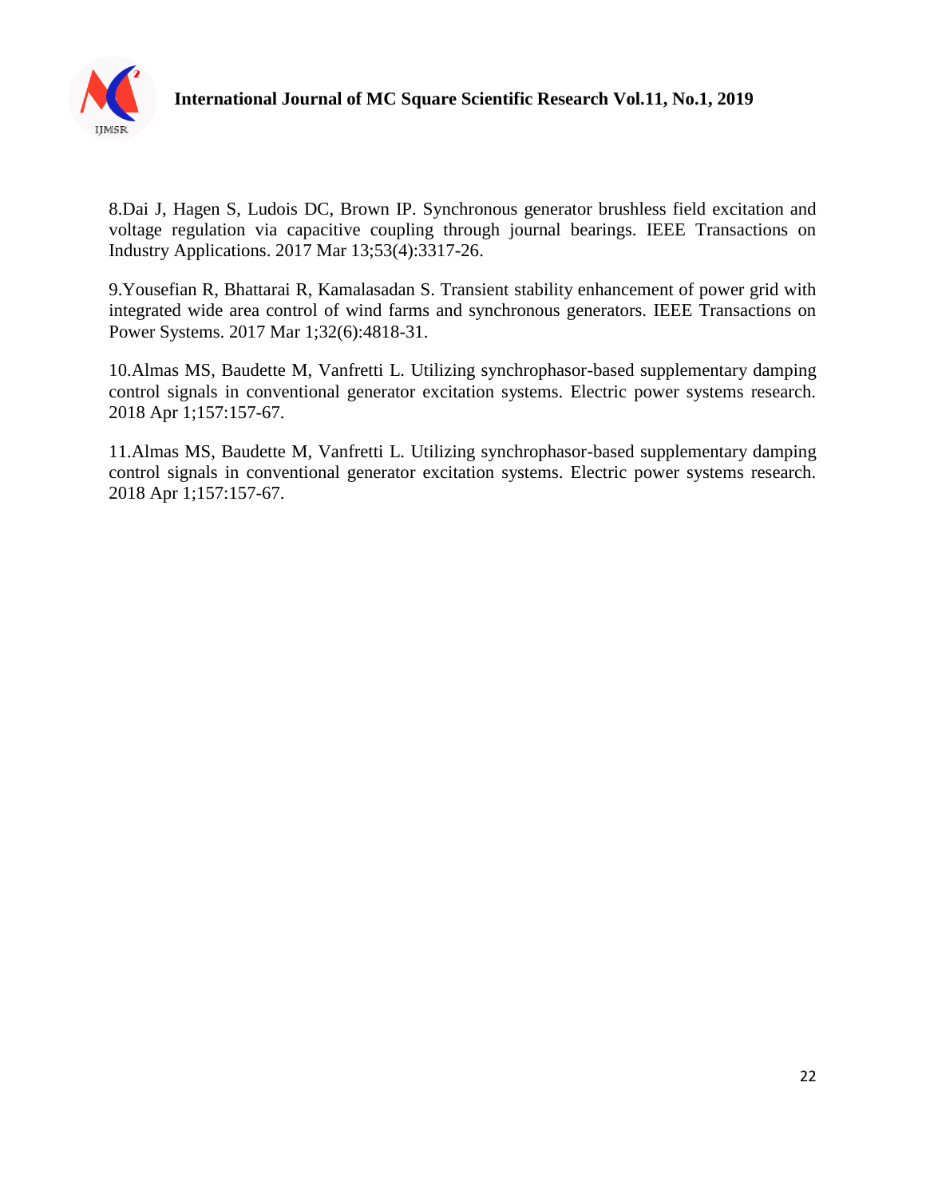8.Dai J, Hagen S, Ludois DC, Brown IP. Synchronous generator brushless field excitation and voltage regulation via capacitive coupling through journal bearings. IEEE Transactions on Industry Applications. 2017 Mar 13;53(4):3317-26.

9.Yousefian R, Bhattarai R, Kamalasadan S. Transient stability enhancement of power grid with integrated wide area control of wind farms and synchronous generators. IEEE Transactions on Power Systems. 2017 Mar 1;32(6):4818-31.

10.Almas MS, Baudette M, Vanfretti L. Utilizing synchrophasor-based supplementary damping control signals in conventional generator excitation systems. Electric power systems research. 2018 Apr 1;157:157-67.

11.Almas MS, Baudette M, Vanfretti L. Utilizing synchrophasor-based supplementary damping control signals in conventional generator excitation systems. Electric power systems research. 2018 Apr 1;157:157-67.